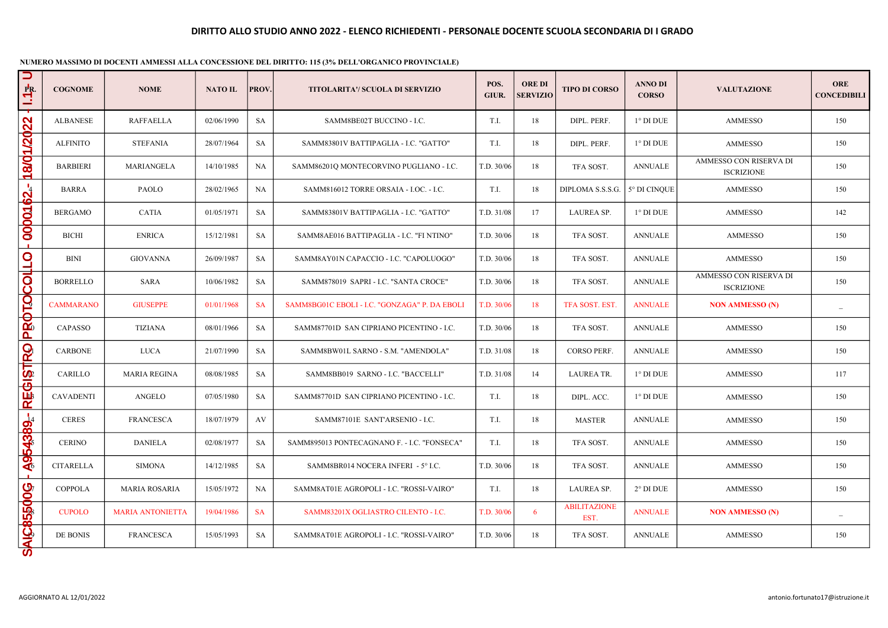## DIRITTO ALLO STUDIO ANNO 2022 - ELENCO RICHIEDENTI - PERSONALE DOCENTE SCUOLA SECONDARIA DI I GRADO

**NUMERO MASSIMO DI DOCENTI AMMESSI ALLA CONCESSIONE DEL DIRITTO: 115 (3% DELL'ORGANICO PROVINCIALE)**

SAIC855006 - A954389 - REGISTRO PROTOCOLLO - 0000162 - 18/01/2022 - I.1 - U

| NR. | COGNOME | NOME | NATO IL | PROV. | TITOLARITA'/ SCUOLA DI SERVIZIO | POS. GIUR. | ORE DI SERVIZIO | TIPO DI CORSO | ANNO DI CORSO | VALUTAZIONE | ORE CONCEDIBILI |
|---|---|---|---|---|---|---|---|---|---|---|---|
| 1 | ALBANESE | RAFFAELLA | 02/06/1990 | SA | SAMM8BE02T BUCCINO - I.C. | T.I. | 18 | DIPL. PERF. | 1° DI DUE | AMMESSO | 150 |
| 2 | ALFINITO | STEFANIA | 28/07/1964 | SA | SAMM83801V BATTIPAGLIA - I.C. "GATTO" | T.I. | 18 | DIPL. PERF. | 1° DI DUE | AMMESSO | 150 |
| 3 | BARBIERI | MARIANGELA | 14/10/1985 | NA | SAMM86201Q MONTECORVINO PUGLIANO - I.C. | T.D. 30/06 | 18 | TFA SOST. | ANNUALE | AMMESSO CON RISERVA DI ISCRIZIONE | 150 |
| 4 | BARRA | PAOLO | 28/02/1965 | NA | SAMM816012 TORRE ORSAIA - I.OC. - I.C. | T.I. | 18 | DIPLOMA S.S.S.G. | 5° DI CINQUE | AMMESSO | 150 |
| 5 | BERGAMO | CATIA | 01/05/1971 | SA | SAMM83801V BATTIPAGLIA - I.C. "GATTO" | T.D. 31/08 | 17 | LAUREA SP. | 1° DI DUE | AMMESSO | 142 |
| 6 | BICHI | ENRICA | 15/12/1981 | SA | SAMM8AE016 BATTIPAGLIA - I.C. "FI NTINO" | T.D. 30/06 | 18 | TFA SOST. | ANNUALE | AMMESSO | 150 |
| 7 | BINI | GIOVANNA | 26/09/1987 | SA | SAMM8AY01N CAPACCIO - I.C. "CAPOLUOGO" | T.D. 30/06 | 18 | TFA SOST. | ANNUALE | AMMESSO | 150 |
| 8 | BORRELLO | SARA | 10/06/1982 | SA | SAMM878019 SAPRI - I.C. "SANTA CROCE" | T.D. 30/06 | 18 | TFA SOST. | ANNUALE | AMMESSO CON RISERVA DI ISCRIZIONE | 150 |
| 9 | CAMMARANO | GIUSEPPE | 01/01/1968 | SA | SAMM8BG01C EBOLI - I.C. "GONZAGA" P. DA EBOLI | T.D. 30/06 | 18 | TFA SOST. EST. | ANNUALE | **NON AMMESSO (N)** | _ |
| 10 | CAPASSO | TIZIANA | 08/01/1966 | SA | SAMM87701D SAN CIPRIANO PICENTINO - I.C. | T.D. 30/06 | 18 | TFA SOST. | ANNUALE | AMMESSO | 150 |
| 11 | CARBONE | LUCA | 21/07/1990 | SA | SAMM8BW01L SARNO - S.M. "AMENDOLA" | T.D. 31/08 | 18 | CORSO PERF. | ANNUALE | AMMESSO | 150 |
| 12 | CARILLO | MARIA REGINA | 08/08/1985 | SA | SAMM8BB019 SARNO - I.C. "BACCELLI" | T.D. 31/08 | 14 | LAUREA TR. | 1° DI DUE | AMMESSO | 117 |
| 13 | CAVADENTI | ANGELO | 07/05/1980 | SA | SAMM87701D SAN CIPRIANO PICENTINO - I.C. | T.I. | 18 | DIPL. ACC. | 1° DI DUE | AMMESSO | 150 |
| 14 | CERES | FRANCESCA | 18/07/1979 | AV | SAMM87101E SANT'ARSENIO - I.C. | T.I. | 18 | MASTER | ANNUALE | AMMESSO | 150 |
| 15 | CERINO | DANIELA | 02/08/1977 | SA | SAMM895013 PONTECAGNANO F. - I.C. "FONSECA" | T.I. | 18 | TFA SOST. | ANNUALE | AMMESSO | 150 |
| 16 | CITARELLA | SIMONA | 14/12/1985 | SA | SAMM8BR014 NOCERA INFERI - 5° I.C. | T.D. 30/06 | 18 | TFA SOST. | ANNUALE | AMMESSO | 150 |
| 17 | COPPOLA | MARIA ROSARIA | 15/05/1972 | NA | SAMM8AT01E AGROPOLI - I.C. "ROSSI-VAIRO" | T.I. | 18 | LAUREA SP. | 2° DI DUE | AMMESSO | 150 |
| 18 | CUPOLO | MARIA ANTONIETTA | 19/04/1986 | SA | SAMM83201X OGLIASTRO CILENTO - I.C. | T.D. 30/06 | 6 | ABILITAZIONE EST. | ANNUALE | **NON AMMESSO (N)** | _ |
| 19 | DE BONIS | FRANCESCA | 15/05/1993 | SA | SAMM8AT01E AGROPOLI - I.C. "ROSSI-VAIRO" | T.D. 30/06 | 18 | TFA SOST. | ANNUALE | AMMESSO | 150 |

AGGIORNATO AL 12/01/2022

antonio.fortunato17@istruzione.it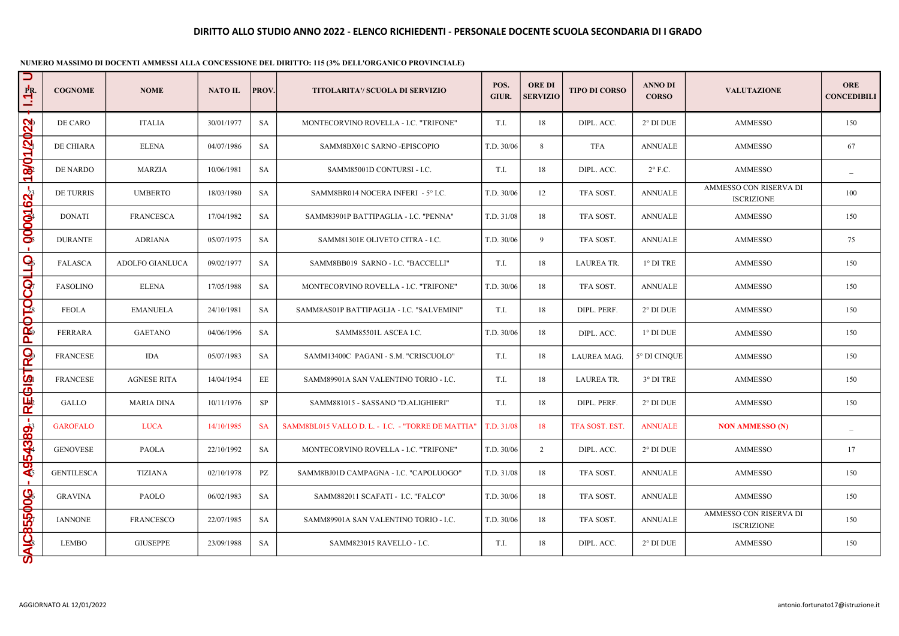# DIRITTO ALLO STUDIO ANNO 2022 - ELENCO RICHIEDENTI - PERSONALE DOCENTE SCUOLA SECONDARIA DI I GRADO

**NUMERO MASSIMO DI DOCENTI AMMESSI ALLA CONCESSIONE DEL DIRITTO: 115 (3% DELL'ORGANICO PROVINCIALE)**

| NR. | COGNOME | NOME | NATO IL | PROV. | TITOLARITA'/ SCUOLA DI SERVIZIO | POS. GIUR. | ORE DI SERVIZIO | TIPO DI CORSO | ANNO DI CORSO | VALUTAZIONE | ORE CONCEDIBILI |
|---|---|---|---|---|---|---|---|---|---|---|---|
| 20 | DE CARO | ITALIA | 30/01/1977 | SA | MONTECORVINO ROVELLA - I.C. "TRIFONE" | T.I. | 18 | DIPL. ACC. | 2° DI DUE | AMMESSO | 150 |
| 21 | DE CHIARA | ELENA | 04/07/1986 | SA | SAMM8BX01C SARNO -EPISCOPIO | T.D. 30/06 | 8 | TFA | ANNUALE | AMMESSO | 67 |
| 22 | DE NARDO | MARZIA | 10/06/1981 | SA | SAMM85001D CONTURSI - I.C. | T.I. | 18 | DIPL. ACC. | 2° F.C. | AMMESSO | _ |
| 23 | DE TURRIS | UMBERTO | 18/03/1980 | SA | SAMM8BR014 NOCERA INFERI - 5° I.C. | T.D. 30/06 | 12 | TFA SOST. | ANNUALE | AMMESSO CON RISERVA DI ISCRIZIONE | 100 |
| 24 | DONATI | FRANCESCA | 17/04/1982 | SA | SAMM83901P BATTIPAGLIA - I.C. "PENNA" | T.D. 31/08 | 18 | TFA SOST. | ANNUALE | AMMESSO | 150 |
| 25 | DURANTE | ADRIANA | 05/07/1975 | SA | SAMM81301E OLIVETO CITRA - I.C. | T.D. 30/06 | 9 | TFA SOST. | ANNUALE | AMMESSO | 75 |
| 26 | FALASCA | ADOLFO GIANLUCA | 09/02/1977 | SA | SAMM8BB019 SARNO - I.C. "BACCELLI" | T.I. | 18 | LAUREA TR. | 1° DI TRE | AMMESSO | 150 |
| 27 | FASOLINO | ELENA | 17/05/1988 | SA | MONTECORVINO ROVELLA - I.C. "TRIFONE" | T.D. 30/06 | 18 | TFA SOST. | ANNUALE | AMMESSO | 150 |
| 28 | FEOLA | EMANUELA | 24/10/1981 | SA | SAMM8AS01P BATTIPAGLIA - I.C. "SALVEMINI" | T.I. | 18 | DIPL. PERF. | 2° DI DUE | AMMESSO | 150 |
| 29 | FERRARA | GAETANO | 04/06/1996 | SA | SAMM85501L ASCEA I.C. | T.D. 30/06 | 18 | DIPL. ACC. | 1° DI DUE | AMMESSO | 150 |
| 30 | FRANCESE | IDA | 05/07/1983 | SA | SAMM13400C PAGANI - S.M. "CRISCUOLO" | T.I. | 18 | LAUREA MAG. | 5° DI CINQUE | AMMESSO | 150 |
| 31 | FRANCESE | AGNESE RITA | 14/04/1954 | EE | SAMM89901A SAN VALENTINO TORIO - I.C. | T.I. | 18 | LAUREA TR. | 3° DI TRE | AMMESSO | 150 |
| 32 | GALLO | MARIA DINA | 10/11/1976 | SP | SAMM881015 - SASSANO "D.ALIGHIERI" | T.I. | 18 | DIPL. PERF. | 2° DI DUE | AMMESSO | 150 |
| 33 | GAROFALO | LUCA | 14/10/1985 | SA | SAMM8BL015 VALLO D. L. - I.C. - "TORRE DE MATTIA" | T.D. 31/08 | 18 | TFA SOST. EST. | ANNUALE | **NON AMMESSO (N)** | _ |
| 34 | GENOVESE | PAOLA | 22/10/1992 | SA | MONTECORVINO ROVELLA - I.C. "TRIFONE" | T.D. 30/06 | 2 | DIPL. ACC. | 2° DI DUE | AMMESSO | 17 |
| 35 | GENTILESCA | TIZIANA | 02/10/1978 | PZ | SAMM8BJ01D CAMPAGNA - I.C. "CAPOLUOGO" | T.D. 31/08 | 18 | TFA SOST. | ANNUALE | AMMESSO | 150 |
| 36 | GRAVINA | PAOLO | 06/02/1983 | SA | SAMM882011 SCAFATI - I.C. "FALCO" | T.D. 30/06 | 18 | TFA SOST. | ANNUALE | AMMESSO | 150 |
| 37 | IANNONE | FRANCESCO | 22/07/1985 | SA | SAMM89901A SAN VALENTINO TORIO - I.C. | T.D. 30/06 | 18 | TFA SOST. | ANNUALE | AMMESSO CON RISERVA DI ISCRIZIONE | 150 |
| 38 | LEMBO | GIUSEPPE | 23/09/1988 | SA | SAMM823015 RAVELLO - I.C. | T.I. | 18 | DIPL. ACC. | 2° DI DUE | AMMESSO | 150 |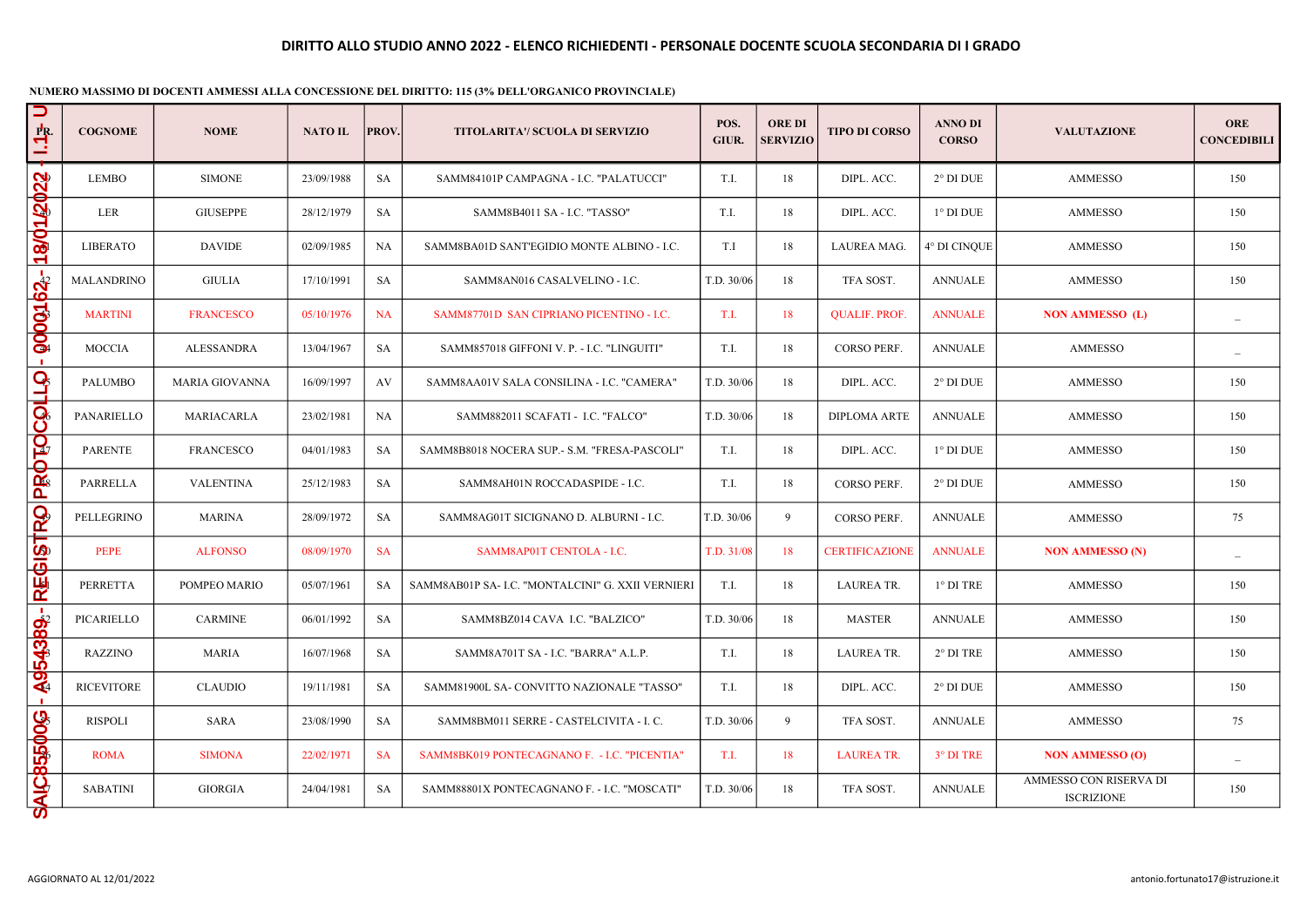# DIRITTO ALLO STUDIO ANNO 2022 - ELENCO RICHIEDENTI - PERSONALE DOCENTE SCUOLA SECONDARIA DI I GRADO

**NUMERO MASSIMO DI DOCENTI AMMESSI ALLA CONCESSIONE DEL DIRITTO: 115 (3% DELL'ORGANICO PROVINCIALE)**

| NR. | COGNOME | NOME | NATO IL | PROV. | TITOLARITA'/ SCUOLA DI SERVIZIO | POS. GIUR. | ORE DI SERVIZIO | TIPO DI CORSO | ANNO DI CORSO | VALUTAZIONE | ORE CONCEDIBILI |
|---|---|---|---|---|---|---|---|---|---|---|---|
| 39 | LEMBO | SIMONE | 23/09/1988 | SA | SAMM84101P CAMPAGNA - I.C. "PALATUCCI" | T.I. | 18 | DIPL. ACC. | 2° DI DUE | AMMESSO | 150 |
| 40 | LER | GIUSEPPE | 28/12/1979 | SA | SAMM8B4011 SA - I.C. "TASSO" | T.I. | 18 | DIPL. ACC. | 1° DI DUE | AMMESSO | 150 |
| 41 | LIBERATO | DAVIDE | 02/09/1985 | NA | SAMM8BA01D SANT'EGIDIO MONTE ALBINO - I.C. | T.I | 18 | LAUREA MAG. | 4° DI CINQUE | AMMESSO | 150 |
| 42 | MALANDRINO | GIULIA | 17/10/1991 | SA | SAMM8AN016 CASALVELINO - I.C. | T.D. 30/06 | 18 | TFA SOST. | ANNUALE | AMMESSO | 150 |
| 43 | MARTINI | FRANCESCO | 05/10/1976 | NA | SAMM87701D SAN CIPRIANO PICENTINO - I.C. | T.I. | 18 | QUALIF. PROF. | ANNUALE | **NON AMMESSO (L)** | _ |
| 44 | MOCCIA | ALESSANDRA | 13/04/1967 | SA | SAMM857018 GIFFONI V. P. - I.C. "LINGUITI" | T.I. | 18 | CORSO PERF. | ANNUALE | AMMESSO | _ |
| 45 | PALUMBO | MARIA GIOVANNA | 16/09/1997 | AV | SAMM8AA01V SALA CONSILINA - I.C. "CAMERA" | T.D. 30/06 | 18 | DIPL. ACC. | 2° DI DUE | AMMESSO | 150 |
| 46 | PANARIELLO | MARIACARLA | 23/02/1981 | NA | SAMM882011 SCAFATI - I.C. "FALCO" | T.D. 30/06 | 18 | DIPLOMA ARTE | ANNUALE | AMMESSO | 150 |
| 47 | PARENTE | FRANCESCO | 04/01/1983 | SA | SAMM8B8018 NOCERA SUP.- S.M. "FRESA-PASCOLI" | T.I. | 18 | DIPL. ACC. | 1° DI DUE | AMMESSO | 150 |
| 48 | PARRELLA | VALENTINA | 25/12/1983 | SA | SAMM8AH01N ROCCADASPIDE - I.C. | T.I. | 18 | CORSO PERF. | 2° DI DUE | AMMESSO | 150 |
| 49 | PELLEGRINO | MARINA | 28/09/1972 | SA | SAMM8AG01T SICIGNANO D. ALBURNI - I.C. | T.D. 30/06 | 9 | CORSO PERF. | ANNUALE | AMMESSO | 75 |
| 50 | PEPE | ALFONSO | 08/09/1970 | SA | SAMM8AP01T CENTOLA - I.C. | T.D. 31/08 | 18 | CERTIFICAZIONE | ANNUALE | **NON AMMESSO (N)** | _ |
| 51 | PERRETTA | POMPEO MARIO | 05/07/1961 | SA | SAMM8AB01P SA- I.C. "MONTALCINI" G. XXII VERNIERI | T.I. | 18 | LAUREA TR. | 1° DI TRE | AMMESSO | 150 |
| 52 | PICARIELLO | CARMINE | 06/01/1992 | SA | SAMM8BZ014 CAVA I.C. "BALZICO" | T.D. 30/06 | 18 | MASTER | ANNUALE | AMMESSO | 150 |
| 53 | RAZZINO | MARIA | 16/07/1968 | SA | SAMM8A701T SA - I.C. "BARRA" A.L.P. | T.I. | 18 | LAUREA TR. | 2° DI TRE | AMMESSO | 150 |
| 54 | RICEVITORE | CLAUDIO | 19/11/1981 | SA | SAMM81900L SA- CONVITTO NAZIONALE "TASSO" | T.I. | 18 | DIPL. ACC. | 2° DI DUE | AMMESSO | 150 |
| 55 | RISPOLI | SARA | 23/08/1990 | SA | SAMM8BM011 SERRE - CASTELCIVITA - I. C. | T.D. 30/06 | 9 | TFA SOST. | ANNUALE | AMMESSO | 75 |
| 56 | ROMA | SIMONA | 22/02/1971 | SA | SAMM8BK019 PONTECAGNANO F. - I.C. "PICENTIA" | T.I. | 18 | LAUREA TR. | 3° DI TRE | **NON AMMESSO (O)** | _ |
| 57 | SABATINI | GIORGIA | 24/04/1981 | SA | SAMM88801X PONTECAGNANO F. - I.C. "MOSCATI" | T.D. 30/06 | 18 | TFA SOST. | ANNUALE | AMMESSO CON RISERVA DI ISCRIZIONE | 150 |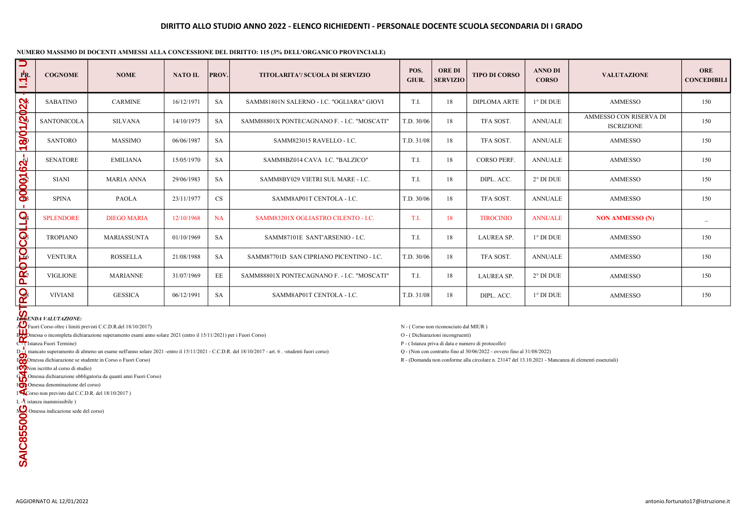# DIRITTO ALLO STUDIO ANNO 2022 - ELENCO RICHIEDENTI - PERSONALE DOCENTE SCUOLA SECONDARIA DI I GRADO

**NUMERO MASSIMO DI DOCENTI AMMESSI ALLA CONCESSIONE DEL DIRITTO: 115 (3% DELL'ORGANICO PROVINCIALE)**

| NR. | COGNOME | NOME | NATO IL | PROV. | TITOLARITA'/ SCUOLA DI SERVIZIO | POS. GIUR. | ORE DI SERVIZIO | TIPO DI CORSO | ANNO DI CORSO | VALUTAZIONE | ORE CONCEDIBILI |
|---|---|---|---|---|---|---|---|---|---|---|---|
| 58 | SABATINO | CARMINE | 16/12/1971 | SA | SAMM81801N SALERNO - I.C. "OGLIARA" GIOVI | T.I. | 18 | DIPLOMA ARTE | 1° DI DUE | AMMESSO | 150 |
| 59 | SANTONICOLA | SILVANA | 14/10/1975 | SA | SAMM88801X PONTECAGNANO F. - I.C. "MOSCATI" | T.D. 30/06 | 18 | TFA SOST. | ANNUALE | AMMESSO CON RISERVA DI ISCRIZIONE | 150 |
| 60 | SANTORO | MASSIMO | 06/06/1987 | SA | SAMM823015 RAVELLO - I.C. | T.D. 31/08 | 18 | TFA SOST. | ANNUALE | AMMESSO | 150 |
| 61 | SENATORE | EMILIANA | 15/05/1970 | SA | SAMM8BZ014 CAVA I.C. "BALZICO" | T.I. | 18 | CORSO PERF. | ANNUALE | AMMESSO | 150 |
| 62 | SIANI | MARIA ANNA | 29/06/1983 | SA | SAMM8BY029 VIETRI SUL MARE - I.C. | T.I. | 18 | DIPL. ACC. | 2° DI DUE | AMMESSO | 150 |
| 63 | SPINA | PAOLA | 23/11/1977 | CS | SAMM8AP01T CENTOLA - I.C. | T.D. 30/06 | 18 | TFA SOST. | ANNUALE | AMMESSO | 150 |
| 64 | SPLENDORE | DIEGO MARIA | 12/10/1968 | NA | SAMM83201X OGLIASTRO CILENTO - I.C. | T.I. | 18 | TIROCINIO | ANNUALE | **NON AMMESSO (N)** | _ |
| 65 | TROPIANO | MARIASSUNTA | 01/10/1969 | SA | SAMM87101E SANT'ARSENIO - I.C. | T.I. | 18 | LAUREA SP. | 1° DI DUE | AMMESSO | 150 |
| 66 | VENTURA | ROSSELLA | 21/08/1988 | SA | SAMM87701D SAN CIPRIANO PICENTINO - I.C. | T.D. 30/06 | 18 | TFA SOST. | ANNUALE | AMMESSO | 150 |
| 67 | VIGLIONE | MARIANNE | 31/07/1969 | EE | SAMM88801X PONTECAGNANO F. - I.C. "MOSCATI" | T.I. | 18 | LAUREA SP. | 2° DI DUE | AMMESSO | 150 |
| 68 | VIVIANI | GESSICA | 06/12/1991 | SA | SAMM8AP01T CENTOLA - I.C. | T.D. 31/08 | 18 | DIPL. ACC. | 1° DI DUE | AMMESSO | 150 |

***LEGENDA VALUTAZIONE:***

A - ( Fuori Corso oltre i limiti previsti C.C.D.R.del 18/10/2017)
B - ( Omessa o incompleta dichiarazione superamento esami anno solare 2021 (entro il 15/11/2021) per i Fuori Corso)
C - ( Istanza Fuori Termine)
D - ( mancato superamento di almeno un esame nell'anno solare 2021 -entro il 15/11/2021 - C.C.D.R. del 18/10/2017 - art. 6 . -studenti fuori corso)
E - ( Omessa dichiarazione se studente in Corso o Fuori Corso)
F - ( Non iscritto al corso di studio)
G - ( Omessa dichiarazione obbligatoria da quanti anni Fuori Corso)
H - ( Omessa denominazione del corso)
I - ( Corso non previsto dal C.C.D.R. del 18/10/2017 )
L - ( istanza inammissibile )
M - ( Omessa indicazione sede del corso)
N - ( Corso non riconosciuto dal MIUR )
O - ( Dichiarazioni incongruenti)
P - ( Istanza priva di data e numero di protocollo)
Q - (Non con contratto fino al 30/06/2022 - ovvero fino al 31/08/2022)
R - (Domanda non conforme alla circolare n. 23147 del 13.10.2021 - Mancanza di elementi essenziali)

SAIC85500G - A054389 - REGISTRO PROTOCOLLO - 0000162 - 18/01/2022 - I.1 - U

AGGIORNATO AL 12/01/2022

antonio.fortunato17@istruzione.it